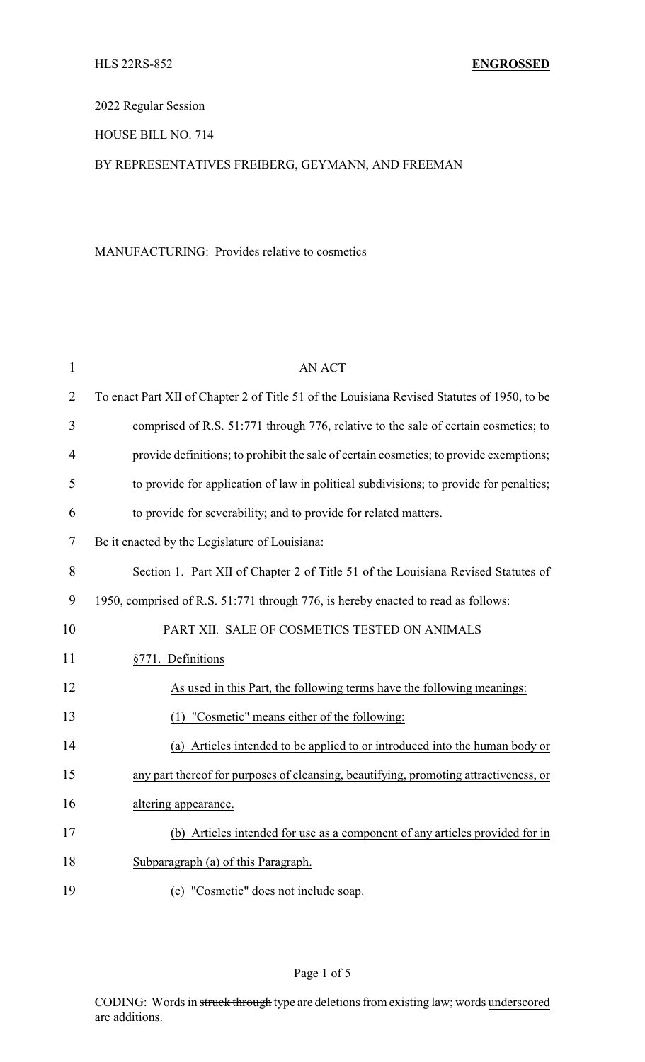HLS 22RS-852 **ENGROSSED**

2022 Regular Session

HOUSE BILL NO. 714

BY REPRESENTATIVES FREIBERG, GEYMANN, AND FREEMAN

MANUFACTURING: Provides relative to cosmetics

AN ACT

To enact Part XII of Chapter 2 of Title 51 of the Louisiana Revised Statutes of 1950, to be comprised of R.S. 51:771 through 776, relative to the sale of certain cosmetics; to provide definitions; to prohibit the sale of certain cosmetics; to provide exemptions; to provide for application of law in political subdivisions; to provide for penalties; to provide for severability; and to provide for related matters.

Be it enacted by the Legislature of Louisiana:

Section 1. Part XII of Chapter 2 of Title 51 of the Louisiana Revised Statutes of 1950, comprised of R.S. 51:771 through 776, is hereby enacted to read as follows:

PART XII. SALE OF COSMETICS TESTED ON ANIMALS

§771. Definitions

As used in this Part, the following terms have the following meanings:

(1) "Cosmetic" means either of the following:

(a) Articles intended to be applied to or introduced into the human body or any part thereof for purposes of cleansing, beautifying, promoting attractiveness, or altering appearance.

(b) Articles intended for use as a component of any articles provided for in Subparagraph (a) of this Paragraph.

(c) "Cosmetic" does not include soap.

CODING: Words in ~~struck through~~ type are deletions from existing law; words underscored are additions.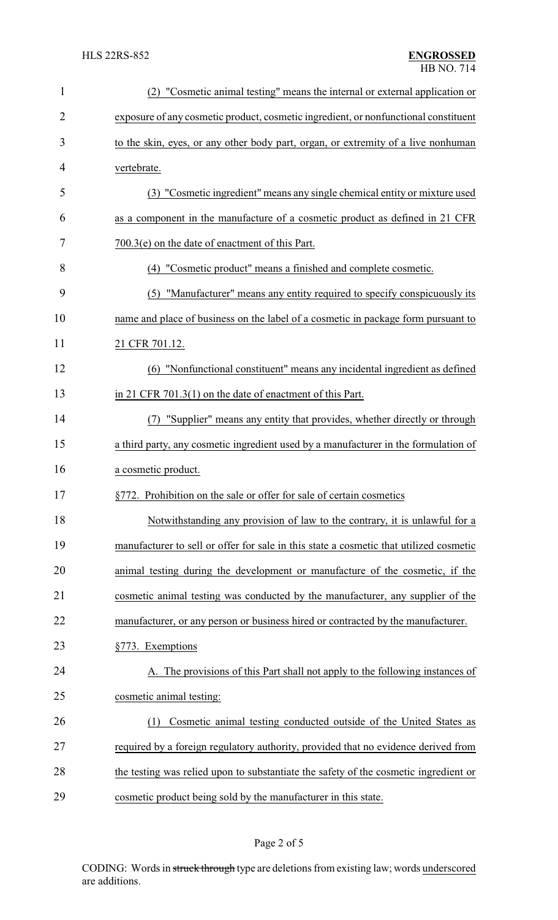(2) "Cosmetic animal testing" means the internal or external application or exposure of any cosmetic product, cosmetic ingredient, or nonfunctional constituent to the skin, eyes, or any other body part, organ, or extremity of a live nonhuman vertebrate.

(3) "Cosmetic ingredient" means any single chemical entity or mixture used as a component in the manufacture of a cosmetic product as defined in 21 CFR 700.3(e) on the date of enactment of this Part.

(4) "Cosmetic product" means a finished and complete cosmetic.

(5) "Manufacturer" means any entity required to specify conspicuously its name and place of business on the label of a cosmetic in package form pursuant to 21 CFR 701.12.

(6) "Nonfunctional constituent" means any incidental ingredient as defined in 21 CFR 701.3(1) on the date of enactment of this Part.

(7) "Supplier" means any entity that provides, whether directly or through a third party, any cosmetic ingredient used by a manufacturer in the formulation of a cosmetic product.

§772. Prohibition on the sale or offer for sale of certain cosmetics

Notwithstanding any provision of law to the contrary, it is unlawful for a manufacturer to sell or offer for sale in this state a cosmetic that utilized cosmetic animal testing during the development or manufacture of the cosmetic, if the cosmetic animal testing was conducted by the manufacturer, any supplier of the manufacturer, or any person or business hired or contracted by the manufacturer.

§773. Exemptions

A. The provisions of this Part shall not apply to the following instances of cosmetic animal testing:

(1) Cosmetic animal testing conducted outside of the United States as required by a foreign regulatory authority, provided that no evidence derived from the testing was relied upon to substantiate the safety of the cosmetic ingredient or cosmetic product being sold by the manufacturer in this state.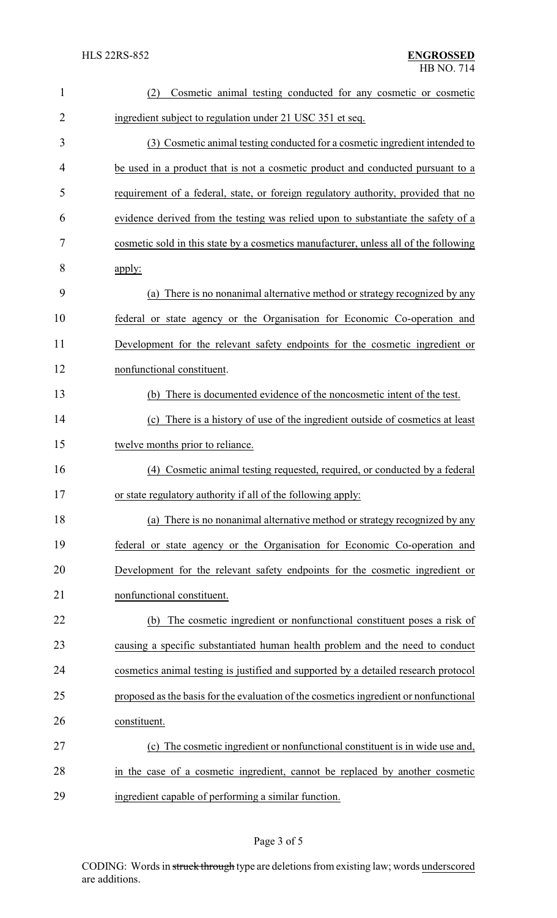(2) Cosmetic animal testing conducted for any cosmetic or cosmetic ingredient subject to regulation under 21 USC 351 et seq.

(3) Cosmetic animal testing conducted for a cosmetic ingredient intended to be used in a product that is not a cosmetic product and conducted pursuant to a requirement of a federal, state, or foreign regulatory authority, provided that no evidence derived from the testing was relied upon to substantiate the safety of a cosmetic sold in this state by a cosmetics manufacturer, unless all of the following apply:

(a) There is no nonanimal alternative method or strategy recognized by any federal or state agency or the Organisation for Economic Co-operation and Development for the relevant safety endpoints for the cosmetic ingredient or nonfunctional constituent.

(b) There is documented evidence of the noncosmetic intent of the test.

(c) There is a history of use of the ingredient outside of cosmetics at least twelve months prior to reliance.

(4) Cosmetic animal testing requested, required, or conducted by a federal or state regulatory authority if all of the following apply:

(a) There is no nonanimal alternative method or strategy recognized by any federal or state agency or the Organisation for Economic Co-operation and Development for the relevant safety endpoints for the cosmetic ingredient or nonfunctional constituent.

(b) The cosmetic ingredient or nonfunctional constituent poses a risk of causing a specific substantiated human health problem and the need to conduct cosmetics animal testing is justified and supported by a detailed research protocol proposed as the basis for the evaluation of the cosmetics ingredient or nonfunctional constituent.

(c) The cosmetic ingredient or nonfunctional constituent is in wide use and, in the case of a cosmetic ingredient, cannot be replaced by another cosmetic ingredient capable of performing a similar function.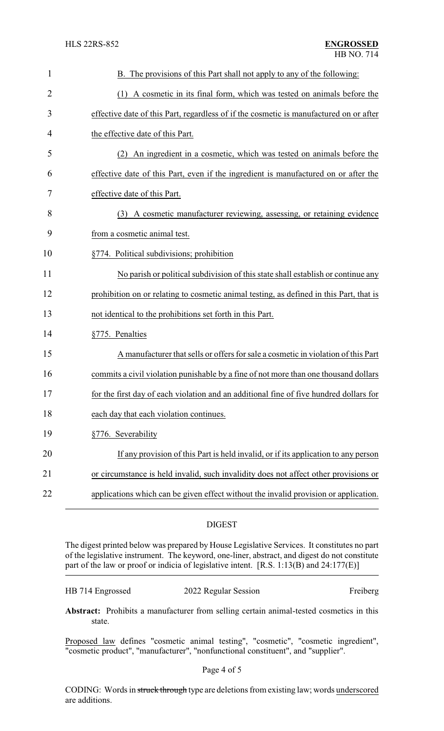B. The provisions of this Part shall not apply to any of the following:

(1) A cosmetic in its final form, which was tested on animals before the effective date of this Part, regardless of if the cosmetic is manufactured on or after the effective date of this Part.

(2) An ingredient in a cosmetic, which was tested on animals before the effective date of this Part, even if the ingredient is manufactured on or after the effective date of this Part.

(3) A cosmetic manufacturer reviewing, assessing, or retaining evidence from a cosmetic animal test.

§774. Political subdivisions; prohibition

No parish or political subdivision of this state shall establish or continue any prohibition on or relating to cosmetic animal testing, as defined in this Part, that is not identical to the prohibitions set forth in this Part.

§775. Penalties

A manufacturer that sells or offers for sale a cosmetic in violation of this Part commits a civil violation punishable by a fine of not more than one thousand dollars for the first day of each violation and an additional fine of five hundred dollars for each day that each violation continues.

§776. Severability

If any provision of this Part is held invalid, or if its application to any person or circumstance is held invalid, such invalidity does not affect other provisions or applications which can be given effect without the invalid provision or application.

## DIGEST

The digest printed below was prepared by House Legislative Services. It constitutes no part of the legislative instrument. The keyword, one-liner, abstract, and digest do not constitute part of the law or proof or indicia of legislative intent. [R.S. 1:13(B) and 24:177(E)]

HB 714 Engrossed 2022 Regular Session Freiberg

**Abstract:** Prohibits a manufacturer from selling certain animal-tested cosmetics in this state.

Proposed law defines "cosmetic animal testing", "cosmetic", "cosmetic ingredient", "cosmetic product", "manufacturer", "nonfunctional constituent", and "supplier".

CODING: Words in ~~struck through~~ type are deletions from existing law; words underscored are additions.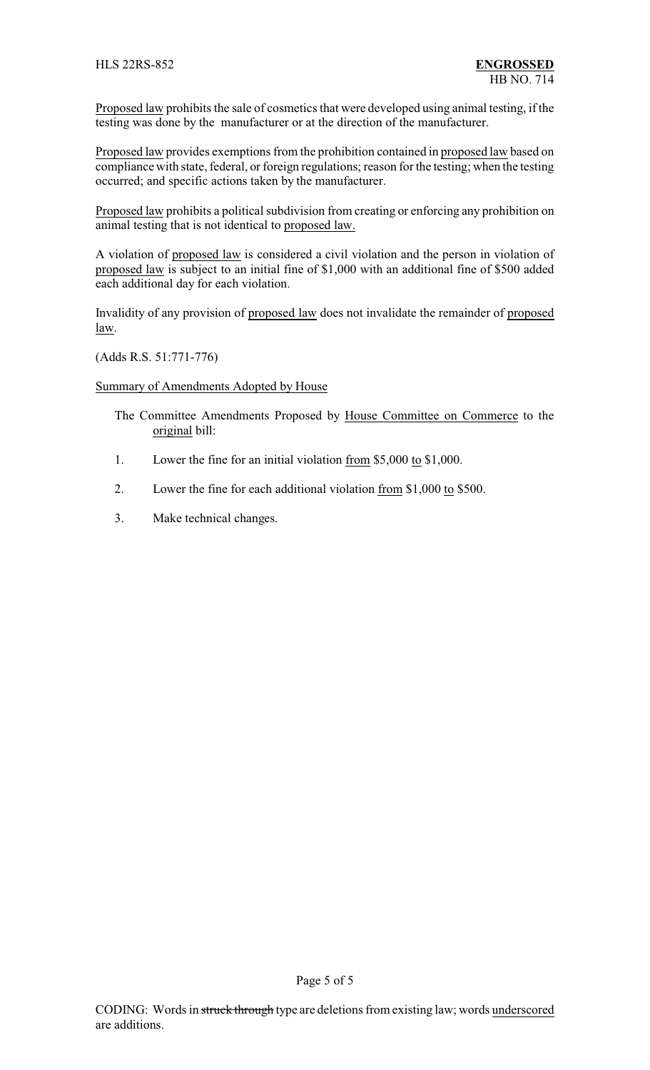Proposed law prohibits the sale of cosmetics that were developed using animal testing, if the testing was done by the manufacturer or at the direction of the manufacturer.

Proposed law provides exemptions from the prohibition contained in proposed law based on compliance with state, federal, or foreign regulations; reason for the testing; when the testing occurred; and specific actions taken by the manufacturer.

Proposed law prohibits a political subdivision from creating or enforcing any prohibition on animal testing that is not identical to proposed law.

A violation of proposed law is considered a civil violation and the person in violation of proposed law is subject to an initial fine of $1,000 with an additional fine of $500 added each additional day for each violation.

Invalidity of any provision of proposed law does not invalidate the remainder of proposed law.

(Adds R.S. 51:771-776)

Summary of Amendments Adopted by House

The Committee Amendments Proposed by House Committee on Commerce to the original bill:

1. Lower the fine for an initial violation from $5,000 to $1,000.

2. Lower the fine for each additional violation from $1,000 to $500.

3. Make technical changes.

CODING: Words in ~~struck through~~ type are deletions from existing law; words underscored are additions.